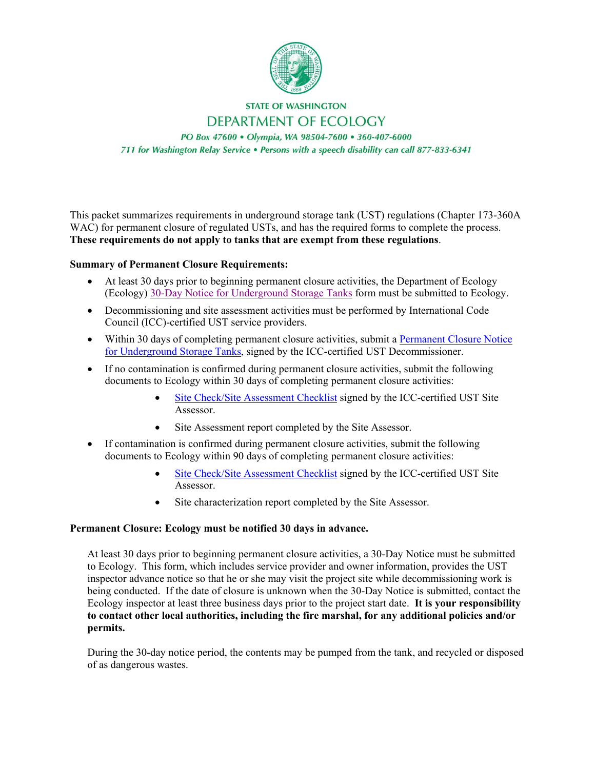STATE OF WASHINGTON

DEPARTMENT OF ECOLOGY

*PO Box 47600 • Olympia, WA 98504-7600 • 360-407-6000*

*711 for Washington Relay Service • Persons with a speech disability can call 877-833-6341*

This packet summarizes requirements in underground storage tank (UST) regulations (Chapter 173-360A WAC) for permanent closure of regulated USTs, and has the required forms to complete the process. **These requirements do not apply to tanks that are exempt from these regulations**.

**Summary of Permanent Closure Requirements:**

- At least 30 days prior to beginning permanent closure activities, the Department of Ecology (Ecology) 30-Day Notice for Underground Storage Tanks form must be submitted to Ecology.
- Decommissioning and site assessment activities must be performed by International Code Council (ICC)-certified UST service providers.
- Within 30 days of completing permanent closure activities, submit a Permanent Closure Notice for Underground Storage Tanks, signed by the ICC-certified UST Decommissioner.
- If no contamination is confirmed during permanent closure activities, submit the following documents to Ecology within 30 days of completing permanent closure activities:
    - Site Check/Site Assessment Checklist signed by the ICC-certified UST Site Assessor.
    - Site Assessment report completed by the Site Assessor.
- If contamination is confirmed during permanent closure activities, submit the following documents to Ecology within 90 days of completing permanent closure activities:
    - Site Check/Site Assessment Checklist signed by the ICC-certified UST Site Assessor.
    - Site characterization report completed by the Site Assessor.

**Permanent Closure: Ecology must be notified 30 days in advance.**

At least 30 days prior to beginning permanent closure activities, a 30-Day Notice must be submitted to Ecology. This form, which includes service provider and owner information, provides the UST inspector advance notice so that he or she may visit the project site while decommissioning work is being conducted. If the date of closure is unknown when the 30-Day Notice is submitted, contact the Ecology inspector at least three business days prior to the project start date. **It is your responsibility to contact other local authorities, including the fire marshal, for any additional policies and/or permits.**

During the 30-day notice period, the contents may be pumped from the tank, and recycled or disposed of as dangerous wastes.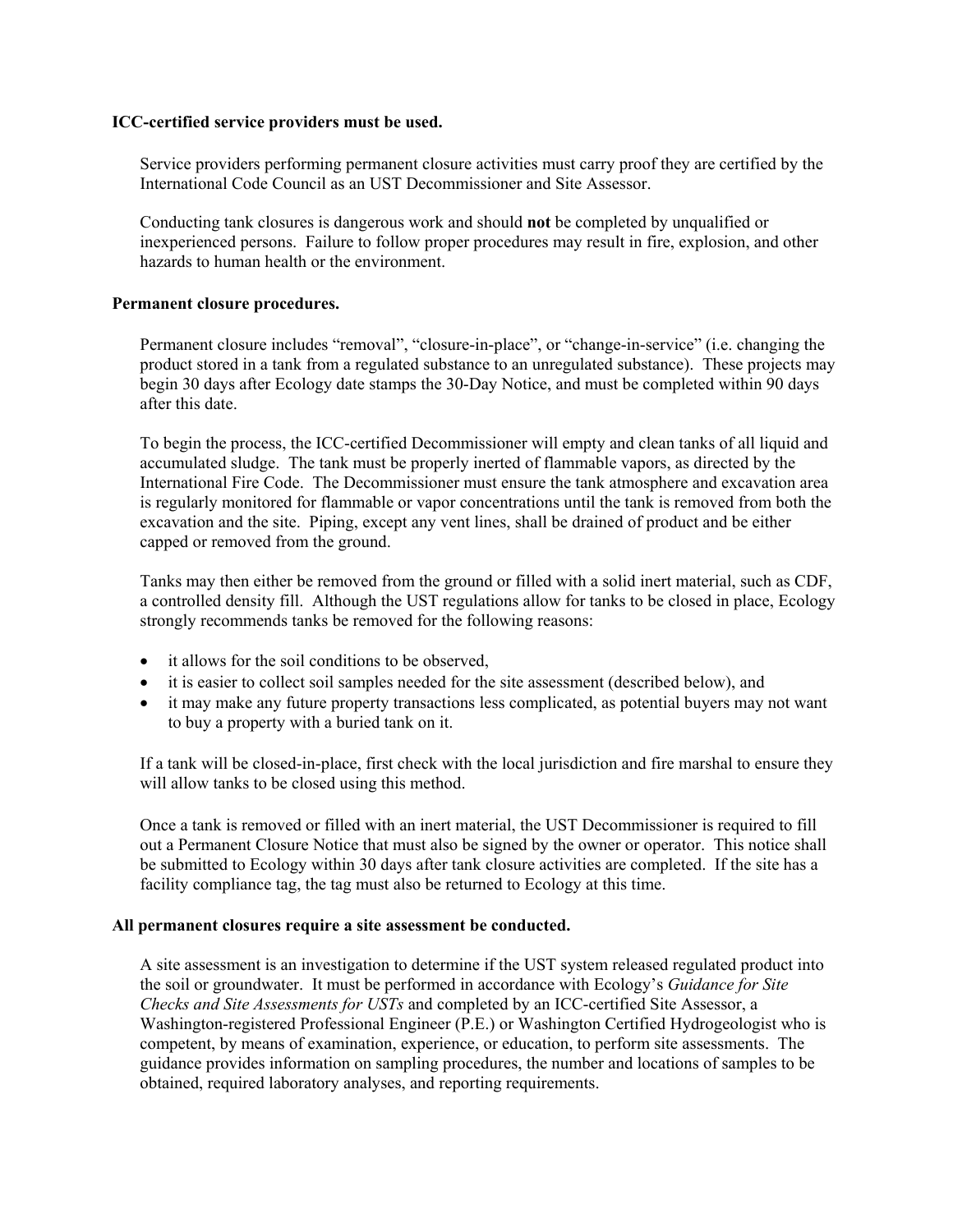**ICC-certified service providers must be used.**

Service providers performing permanent closure activities must carry proof they are certified by the International Code Council as an UST Decommissioner and Site Assessor.

Conducting tank closures is dangerous work and should **not** be completed by unqualified or inexperienced persons. Failure to follow proper procedures may result in fire, explosion, and other hazards to human health or the environment.

**Permanent closure procedures.**

Permanent closure includes “removal”, “closure-in-place”, or “change-in-service” (i.e. changing the product stored in a tank from a regulated substance to an unregulated substance). These projects may begin 30 days after Ecology date stamps the 30-Day Notice, and must be completed within 90 days after this date.

To begin the process, the ICC-certified Decommissioner will empty and clean tanks of all liquid and accumulated sludge. The tank must be properly inerted of flammable vapors, as directed by the International Fire Code. The Decommissioner must ensure the tank atmosphere and excavation area is regularly monitored for flammable or vapor concentrations until the tank is removed from both the excavation and the site. Piping, except any vent lines, shall be drained of product and be either capped or removed from the ground.

Tanks may then either be removed from the ground or filled with a solid inert material, such as CDF, a controlled density fill. Although the UST regulations allow for tanks to be closed in place, Ecology strongly recommends tanks be removed for the following reasons:

- it allows for the soil conditions to be observed,
- it is easier to collect soil samples needed for the site assessment (described below), and
- it may make any future property transactions less complicated, as potential buyers may not want to buy a property with a buried tank on it.

If a tank will be closed-in-place, first check with the local jurisdiction and fire marshal to ensure they will allow tanks to be closed using this method.

Once a tank is removed or filled with an inert material, the UST Decommissioner is required to fill out a Permanent Closure Notice that must also be signed by the owner or operator. This notice shall be submitted to Ecology within 30 days after tank closure activities are completed. If the site has a facility compliance tag, the tag must also be returned to Ecology at this time.

**All permanent closures require a site assessment be conducted.**

A site assessment is an investigation to determine if the UST system released regulated product into the soil or groundwater. It must be performed in accordance with Ecology’s *Guidance for Site Checks and Site Assessments for USTs* and completed by an ICC-certified Site Assessor, a Washington-registered Professional Engineer (P.E.) or Washington Certified Hydrogeologist who is competent, by means of examination, experience, or education, to perform site assessments. The guidance provides information on sampling procedures, the number and locations of samples to be obtained, required laboratory analyses, and reporting requirements.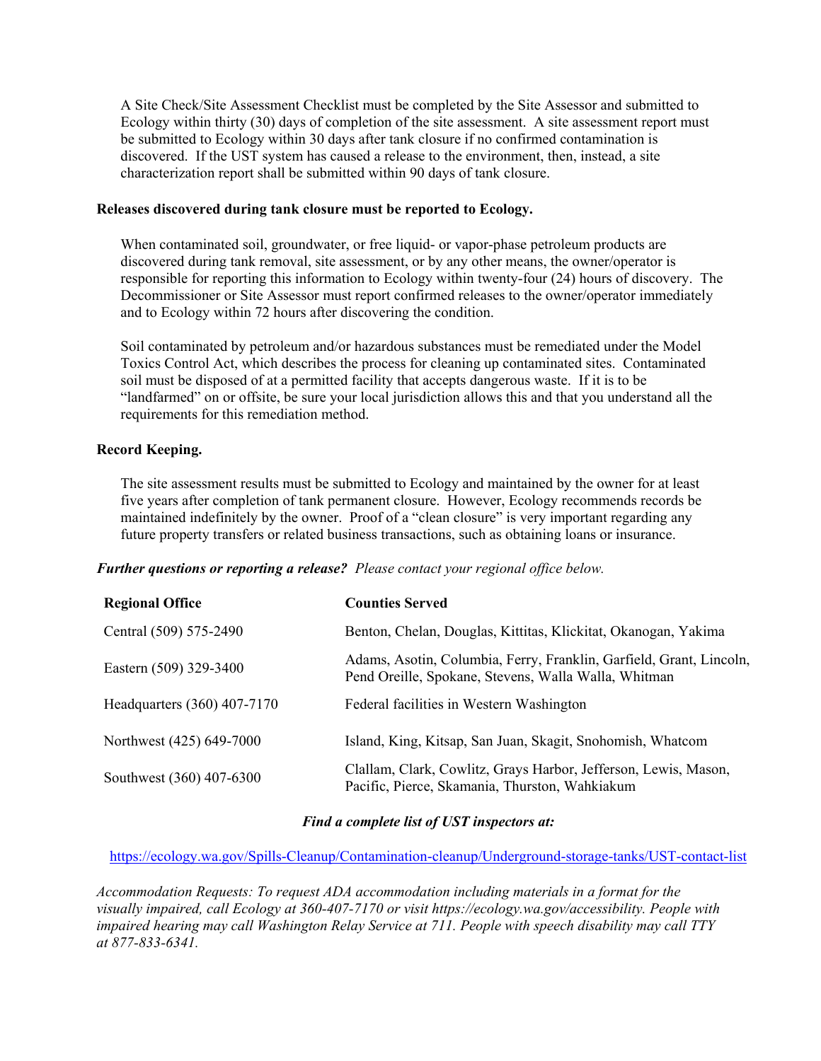A Site Check/Site Assessment Checklist must be completed by the Site Assessor and submitted to Ecology within thirty (30) days of completion of the site assessment. A site assessment report must be submitted to Ecology within 30 days after tank closure if no confirmed contamination is discovered. If the UST system has caused a release to the environment, then, instead, a site characterization report shall be submitted within 90 days of tank closure.

**Releases discovered during tank closure must be reported to Ecology.**

When contaminated soil, groundwater, or free liquid- or vapor-phase petroleum products are discovered during tank removal, site assessment, or by any other means, the owner/operator is responsible for reporting this information to Ecology within twenty-four (24) hours of discovery. The Decommissioner or Site Assessor must report confirmed releases to the owner/operator immediately and to Ecology within 72 hours after discovering the condition.

Soil contaminated by petroleum and/or hazardous substances must be remediated under the Model Toxics Control Act, which describes the process for cleaning up contaminated sites. Contaminated soil must be disposed of at a permitted facility that accepts dangerous waste. If it is to be "landfarmed" on or offsite, be sure your local jurisdiction allows this and that you understand all the requirements for this remediation method.

**Record Keeping.**

The site assessment results must be submitted to Ecology and maintained by the owner for at least five years after completion of tank permanent closure. However, Ecology recommends records be maintained indefinitely by the owner. Proof of a "clean closure" is very important regarding any future property transfers or related business transactions, such as obtaining loans or insurance.

***Further questions or reporting a release?*** *Please contact your regional office below.*

| Regional Office | Counties Served |
|---|---|
| Central (509) 575-2490 | Benton, Chelan, Douglas, Kittitas, Klickitat, Okanogan, Yakima |
| Eastern (509) 329-3400 | Adams, Asotin, Columbia, Ferry, Franklin, Garfield, Grant, Lincoln, Pend Oreille, Spokane, Stevens, Walla Walla, Whitman |
| Headquarters (360) 407-7170 | Federal facilities in Western Washington |
| Northwest (425) 649-7000 | Island, King, Kitsap, San Juan, Skagit, Snohomish, Whatcom |
| Southwest (360) 407-6300 | Clallam, Clark, Cowlitz, Grays Harbor, Jefferson, Lewis, Mason, Pacific, Pierce, Skamania, Thurston, Wahkiakum |

***Find a complete list of UST inspectors at:***

https://ecology.wa.gov/Spills-Cleanup/Contamination-cleanup/Underground-storage-tanks/UST-contact-list

*Accommodation Requests: To request ADA accommodation including materials in a format for the visually impaired, call Ecology at 360-407-7170 or visit https://ecology.wa.gov/accessibility. People with impaired hearing may call Washington Relay Service at 711. People with speech disability may call TTY at 877-833-6341.*